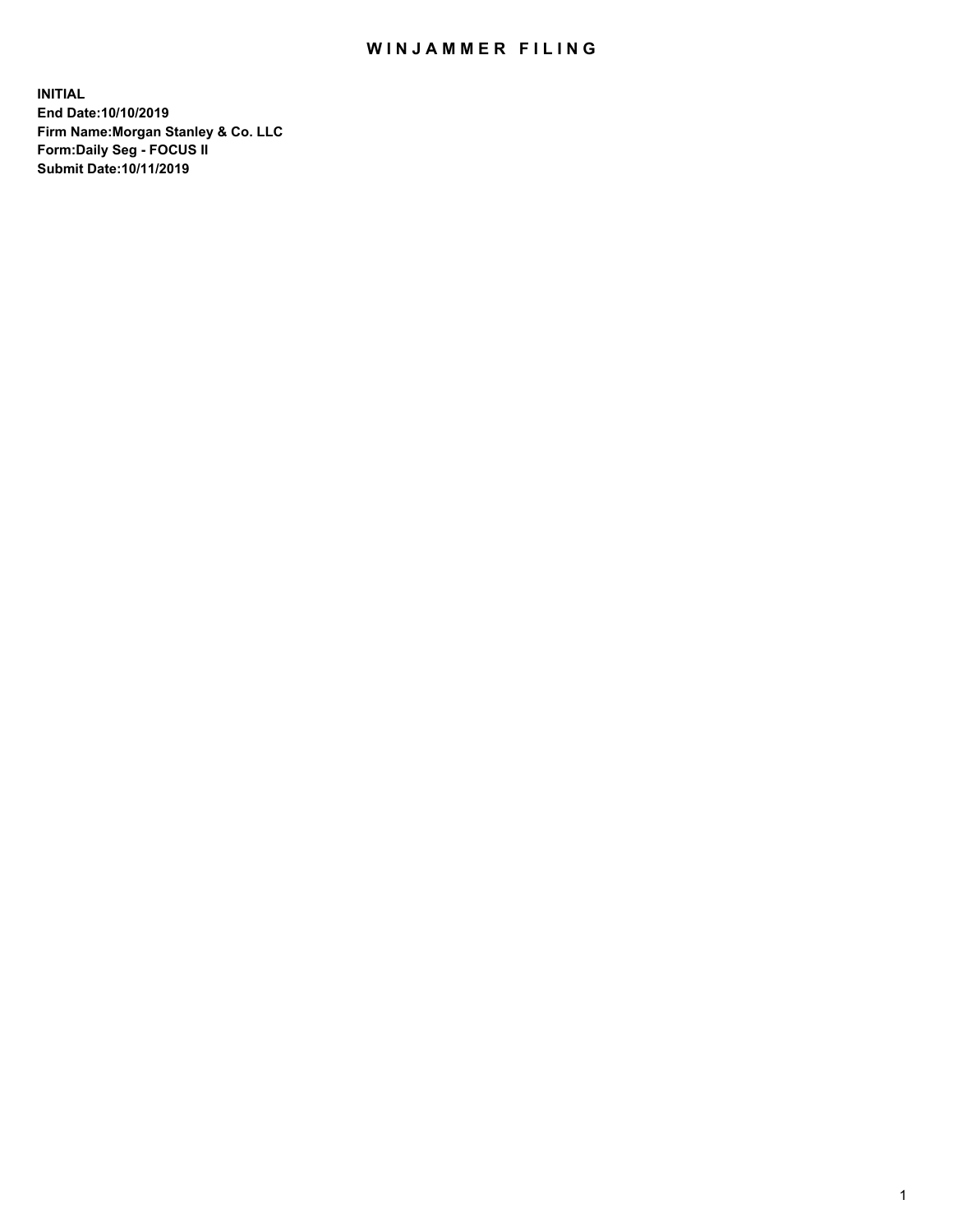# WINJAMMER FILING

**INITIAL**
**End Date:10/10/2019**
**Firm Name:Morgan Stanley & Co. LLC**
**Form:Daily Seg - FOCUS II**
**Submit Date:10/11/2019**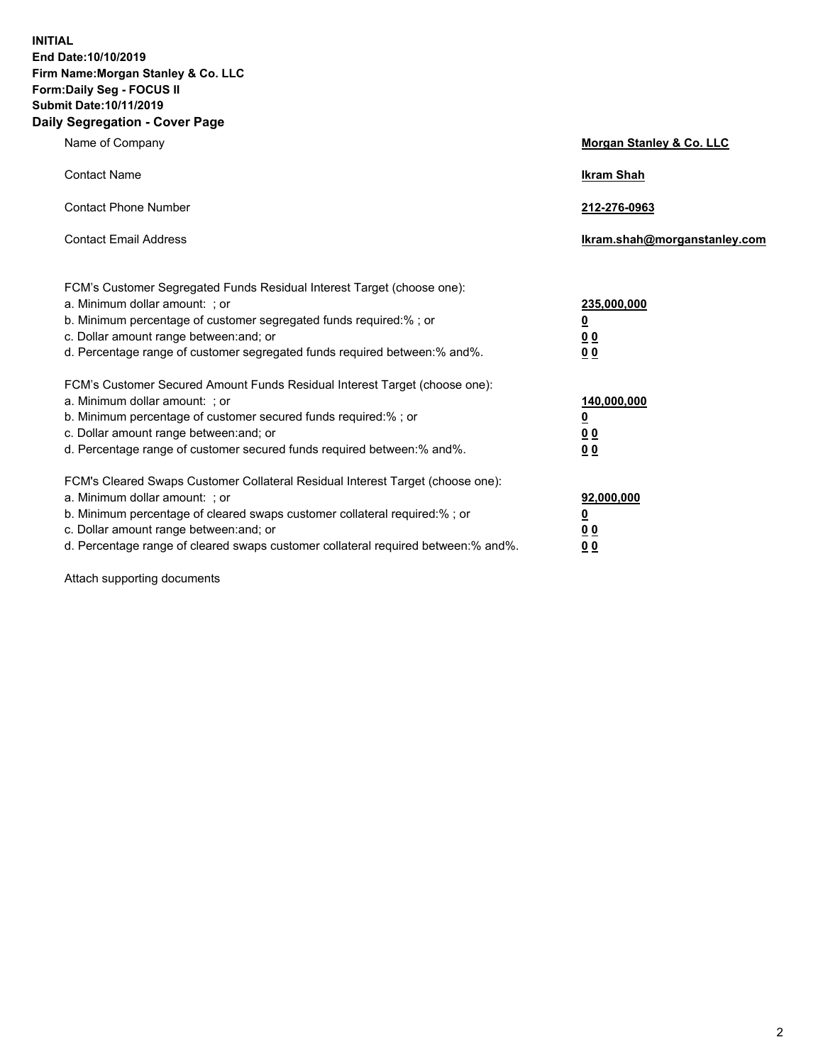**INITIAL**
**End Date:10/10/2019**
**Firm Name:Morgan Stanley & Co. LLC**
**Form:Daily Seg - FOCUS II**
**Submit Date:10/11/2019**

## Daily Segregation - Cover Page

| | |
|---|---|
| Name of Company | **Morgan Stanley & Co. LLC** |
| Contact Name | **Ikram Shah** |
| Contact Phone Number | **212-276-0963** |
| Contact Email Address | **Ikram.shah@morganstanley.com** |

| | |
|---|---|
| FCM's Customer Segregated Funds Residual Interest Target (choose one): | |
| a. Minimum dollar amount: ; or | **235,000,000** |
| b. Minimum percentage of customer segregated funds required:% ; or | **0** |
| c. Dollar amount range between:and; or | **0 0** |
| d. Percentage range of customer segregated funds required between:% and%. | **0 0** |
| FCM's Customer Secured Amount Funds Residual Interest Target (choose one): | |
| a. Minimum dollar amount: ; or | **140,000,000** |
| b. Minimum percentage of customer secured funds required:% ; or | **0** |
| c. Dollar amount range between:and; or | **0 0** |
| d. Percentage range of customer secured funds required between:% and%. | **0 0** |
| FCM's Cleared Swaps Customer Collateral Residual Interest Target (choose one): | |
| a. Minimum dollar amount: ; or | **92,000,000** |
| b. Minimum percentage of cleared swaps customer collateral required:% ; or | **0** |
| c. Dollar amount range between:and; or | **0 0** |
| d. Percentage range of cleared swaps customer collateral required between:% and%. | **0 0** |

Attach supporting documents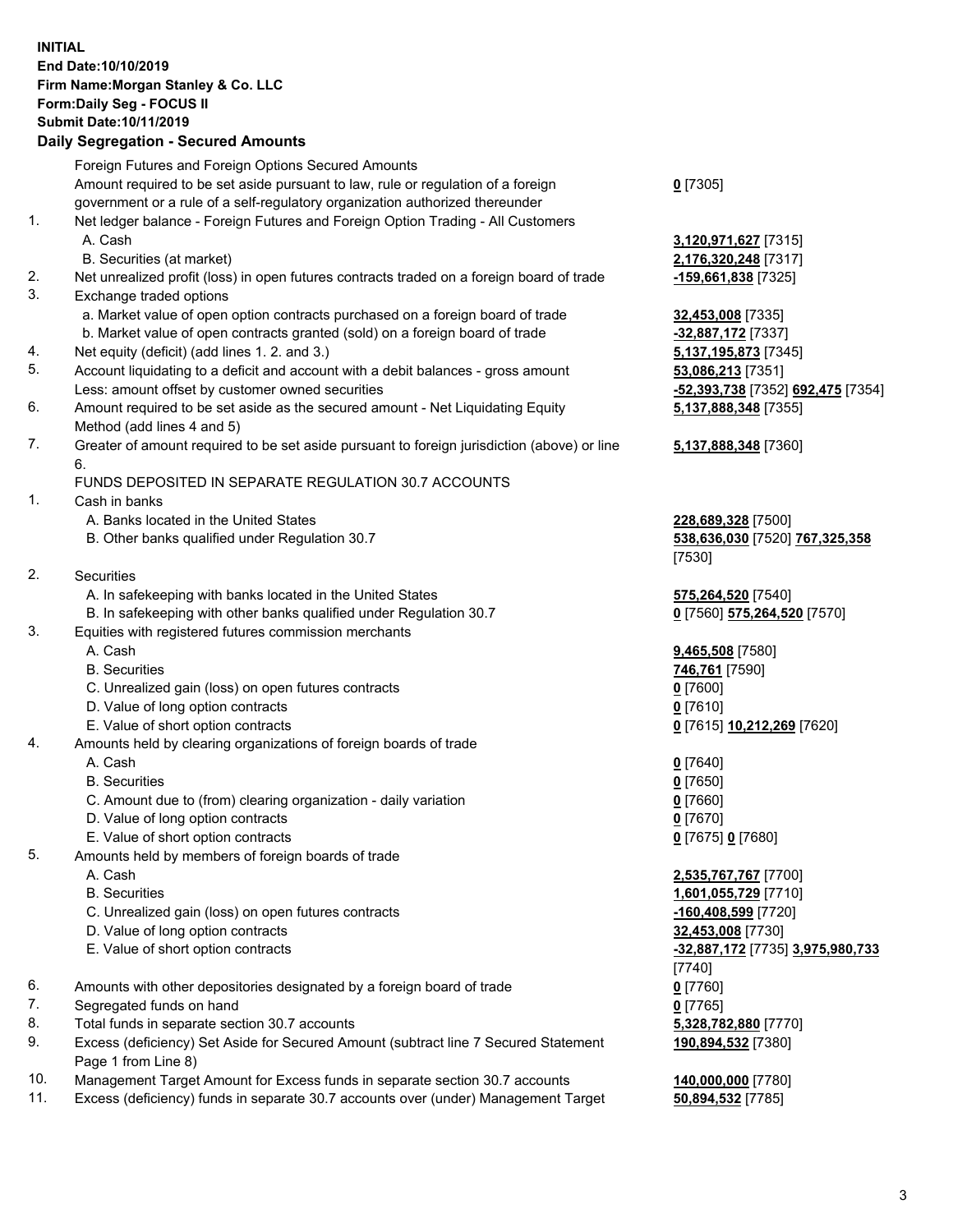**INITIAL**
**End Date:10/10/2019**
**Firm Name:Morgan Stanley & Co. LLC**
**Form:Daily Seg - FOCUS II**
**Submit Date:10/11/2019**

## Daily Segregation - Secured Amounts

| | | |
|---|---|---|
| | Foreign Futures and Foreign Options Secured Amounts | |
| | Amount required to be set aside pursuant to law, rule or regulation of a foreign government or a rule of a self-regulatory organization authorized thereunder | **0** [7305] |
| 1. | Net ledger balance - Foreign Futures and Foreign Option Trading - All Customers | |
| | A. Cash | **3,120,971,627** [7315] |
| | B. Securities (at market) | **2,176,320,248** [7317] |
| 2. | Net unrealized profit (loss) in open futures contracts traded on a foreign board of trade | **-159,661,838** [7325] |
| 3. | Exchange traded options | |
| | a. Market value of open option contracts purchased on a foreign board of trade | **32,453,008** [7335] |
| | b. Market value of open contracts granted (sold) on a foreign board of trade | **-32,887,172** [7337] |
| 4. | Net equity (deficit) (add lines 1. 2. and 3.) | **5,137,195,873** [7345] |
| 5. | Account liquidating to a deficit and account with a debit balances - gross amount | **53,086,213** [7351] |
| | Less: amount offset by customer owned securities | **-52,393,738** [7352] **692,475** [7354] |
| 6. | Amount required to be set aside as the secured amount - Net Liquidating Equity Method (add lines 4 and 5) | **5,137,888,348** [7355] |
| 7. | Greater of amount required to be set aside pursuant to foreign jurisdiction (above) or line 6. | **5,137,888,348** [7360] |
| | FUNDS DEPOSITED IN SEPARATE REGULATION 30.7 ACCOUNTS | |
| 1. | Cash in banks | |
| | A. Banks located in the United States | **228,689,328** [7500] |
| | B. Other banks qualified under Regulation 30.7 | **538,636,030** [7520] **767,325,358** [7530] |
| 2. | Securities | |
| | A. In safekeeping with banks located in the United States | **575,264,520** [7540] |
| | B. In safekeeping with other banks qualified under Regulation 30.7 | **0** [7560] **575,264,520** [7570] |
| 3. | Equities with registered futures commission merchants | |
| | A. Cash | **9,465,508** [7580] |
| | B. Securities | **746,761** [7590] |
| | C. Unrealized gain (loss) on open futures contracts | **0** [7600] |
| | D. Value of long option contracts | **0** [7610] |
| | E. Value of short option contracts | **0** [7615] **10,212,269** [7620] |
| 4. | Amounts held by clearing organizations of foreign boards of trade | |
| | A. Cash | **0** [7640] |
| | B. Securities | **0** [7650] |
| | C. Amount due to (from) clearing organization - daily variation | **0** [7660] |
| | D. Value of long option contracts | **0** [7670] |
| | E. Value of short option contracts | **0** [7675] **0** [7680] |
| 5. | Amounts held by members of foreign boards of trade | |
| | A. Cash | **2,535,767,767** [7700] |
| | B. Securities | **1,601,055,729** [7710] |
| | C. Unrealized gain (loss) on open futures contracts | **-160,408,599** [7720] |
| | D. Value of long option contracts | **32,453,008** [7730] |
| | E. Value of short option contracts | **-32,887,172** [7735] **3,975,980,733** [7740] |
| 6. | Amounts with other depositories designated by a foreign board of trade | **0** [7760] |
| 7. | Segregated funds on hand | **0** [7765] |
| 8. | Total funds in separate section 30.7 accounts | **5,328,782,880** [7770] |
| 9. | Excess (deficiency) Set Aside for Secured Amount (subtract line 7 Secured Statement Page 1 from Line 8) | **190,894,532** [7380] |
| 10. | Management Target Amount for Excess funds in separate section 30.7 accounts | **140,000,000** [7780] |
| 11. | Excess (deficiency) funds in separate 30.7 accounts over (under) Management Target | **50,894,532** [7785] |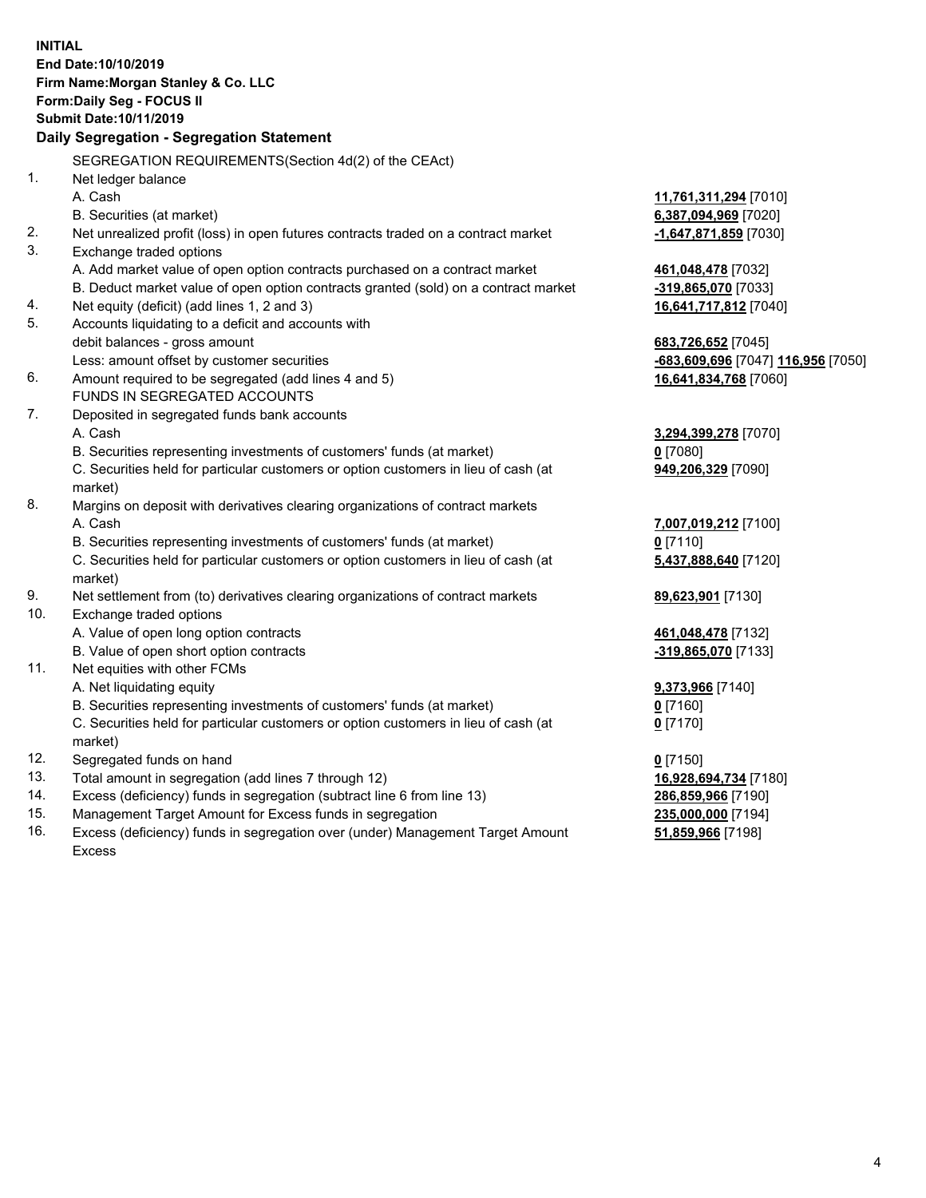**INITIAL**
**End Date:10/10/2019**
**Firm Name:Morgan Stanley & Co. LLC**
**Form:Daily Seg - FOCUS II**
**Submit Date:10/11/2019**

**Daily Segregation - Segregation Statement**

SEGREGATION REQUIREMENTS(Section 4d(2) of the CEAct)

| | | |
|---|---|---|
| 1. | Net ledger balance | |
| | A. Cash | **11,761,311,294** [7010] |
| | B. Securities (at market) | **6,387,094,969** [7020] |
| 2. | Net unrealized profit (loss) in open futures contracts traded on a contract market | **-1,647,871,859** [7030] |
| 3. | Exchange traded options | |
| | A. Add market value of open option contracts purchased on a contract market | **461,048,478** [7032] |
| | B. Deduct market value of open option contracts granted (sold) on a contract market | **-319,865,070** [7033] |
| 4. | Net equity (deficit) (add lines 1, 2 and 3) | **16,641,717,812** [7040] |
| 5. | Accounts liquidating to a deficit and accounts with debit balances - gross amount | **683,726,652** [7045] |
| | Less: amount offset by customer securities | **-683,609,696** [7047] **116,956** [7050] |
| 6. | Amount required to be segregated (add lines 4 and 5) | **16,641,834,768** [7060] |
| | FUNDS IN SEGREGATED ACCOUNTS | |
| 7. | Deposited in segregated funds bank accounts | |
| | A. Cash | **3,294,399,278** [7070] |
| | B. Securities representing investments of customers' funds (at market) | **0** [7080] |
| | C. Securities held for particular customers or option customers in lieu of cash (at market) | **949,206,329** [7090] |
| 8. | Margins on deposit with derivatives clearing organizations of contract markets | |
| | A. Cash | **7,007,019,212** [7100] |
| | B. Securities representing investments of customers' funds (at market) | **0** [7110] |
| | C. Securities held for particular customers or option customers in lieu of cash (at market) | **5,437,888,640** [7120] |
| 9. | Net settlement from (to) derivatives clearing organizations of contract markets | **89,623,901** [7130] |
| 10. | Exchange traded options | |
| | A. Value of open long option contracts | **461,048,478** [7132] |
| | B. Value of open short option contracts | **-319,865,070** [7133] |
| 11. | Net equities with other FCMs | |
| | A. Net liquidating equity | **9,373,966** [7140] |
| | B. Securities representing investments of customers' funds (at market) | **0** [7160] |
| | C. Securities held for particular customers or option customers in lieu of cash (at market) | **0** [7170] |
| 12. | Segregated funds on hand | **0** [7150] |
| 13. | Total amount in segregation (add lines 7 through 12) | **16,928,694,734** [7180] |
| 14. | Excess (deficiency) funds in segregation (subtract line 6 from line 13) | **286,859,966** [7190] |
| 15. | Management Target Amount for Excess funds in segregation | **235,000,000** [7194] |
| 16. | Excess (deficiency) funds in segregation over (under) Management Target Amount Excess | **51,859,966** [7198] |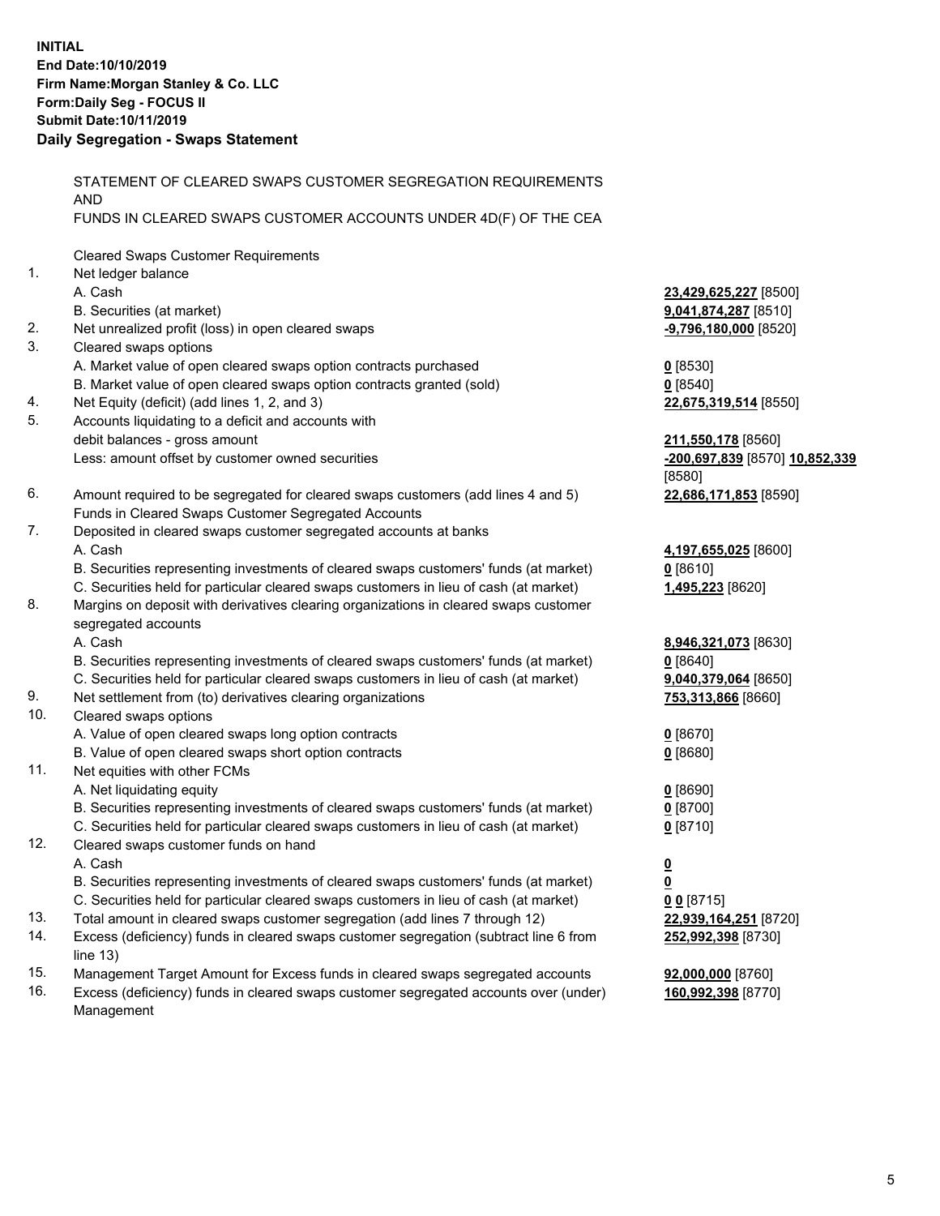**INITIAL**
**End Date:10/10/2019**
**Firm Name:Morgan Stanley & Co. LLC**
**Form:Daily Seg - FOCUS II**
**Submit Date:10/11/2019**
**Daily Segregation - Swaps Statement**

STATEMENT OF CLEARED SWAPS CUSTOMER SEGREGATION REQUIREMENTS AND FUNDS IN CLEARED SWAPS CUSTOMER ACCOUNTS UNDER 4D(F) OF THE CEA

| | | |
|---|---|---|
| | Cleared Swaps Customer Requirements | |
| 1. | Net ledger balance | |
| | A. Cash | **23,429,625,227** [8500] |
| | B. Securities (at market) | **9,041,874,287** [8510] |
| 2. | Net unrealized profit (loss) in open cleared swaps | **-9,796,180,000** [8520] |
| 3. | Cleared swaps options | |
| | A. Market value of open cleared swaps option contracts purchased | **0** [8530] |
| | B. Market value of open cleared swaps option contracts granted (sold) | **0** [8540] |
| 4. | Net Equity (deficit) (add lines 1, 2, and 3) | **22,675,319,514** [8550] |
| 5. | Accounts liquidating to a deficit and accounts with debit balances - gross amount | **211,550,178** [8560] |
| | Less: amount offset by customer owned securities | **-200,697,839** [8570] **10,852,339** [8580] |
| 6. | Amount required to be segregated for cleared swaps customers (add lines 4 and 5) | **22,686,171,853** [8590] |
| | Funds in Cleared Swaps Customer Segregated Accounts | |
| 7. | Deposited in cleared swaps customer segregated accounts at banks | |
| | A. Cash | **4,197,655,025** [8600] |
| | B. Securities representing investments of cleared swaps customers' funds (at market) | **0** [8610] |
| | C. Securities held for particular cleared swaps customers in lieu of cash (at market) | **1,495,223** [8620] |
| 8. | Margins on deposit with derivatives clearing organizations in cleared swaps customer segregated accounts | |
| | A. Cash | **8,946,321,073** [8630] |
| | B. Securities representing investments of cleared swaps customers' funds (at market) | **0** [8640] |
| | C. Securities held for particular cleared swaps customers in lieu of cash (at market) | **9,040,379,064** [8650] |
| 9. | Net settlement from (to) derivatives clearing organizations | **753,313,866** [8660] |
| 10. | Cleared swaps options | |
| | A. Value of open cleared swaps long option contracts | **0** [8670] |
| | B. Value of open cleared swaps short option contracts | **0** [8680] |
| 11. | Net equities with other FCMs | |
| | A. Net liquidating equity | **0** [8690] |
| | B. Securities representing investments of cleared swaps customers' funds (at market) | **0** [8700] |
| | C. Securities held for particular cleared swaps customers in lieu of cash (at market) | **0** [8710] |
| 12. | Cleared swaps customer funds on hand | |
| | A. Cash | **0** |
| | B. Securities representing investments of cleared swaps customers' funds (at market) | **0** |
| | C. Securities held for particular cleared swaps customers in lieu of cash (at market) | **0** **0** [8715] |
| 13. | Total amount in cleared swaps customer segregation (add lines 7 through 12) | **22,939,164,251** [8720] |
| 14. | Excess (deficiency) funds in cleared swaps customer segregation (subtract line 6 from line 13) | **252,992,398** [8730] |
| 15. | Management Target Amount for Excess funds in cleared swaps segregated accounts | **92,000,000** [8760] |
| 16. | Excess (deficiency) funds in cleared swaps customer segregated accounts over (under) Management | **160,992,398** [8770] |